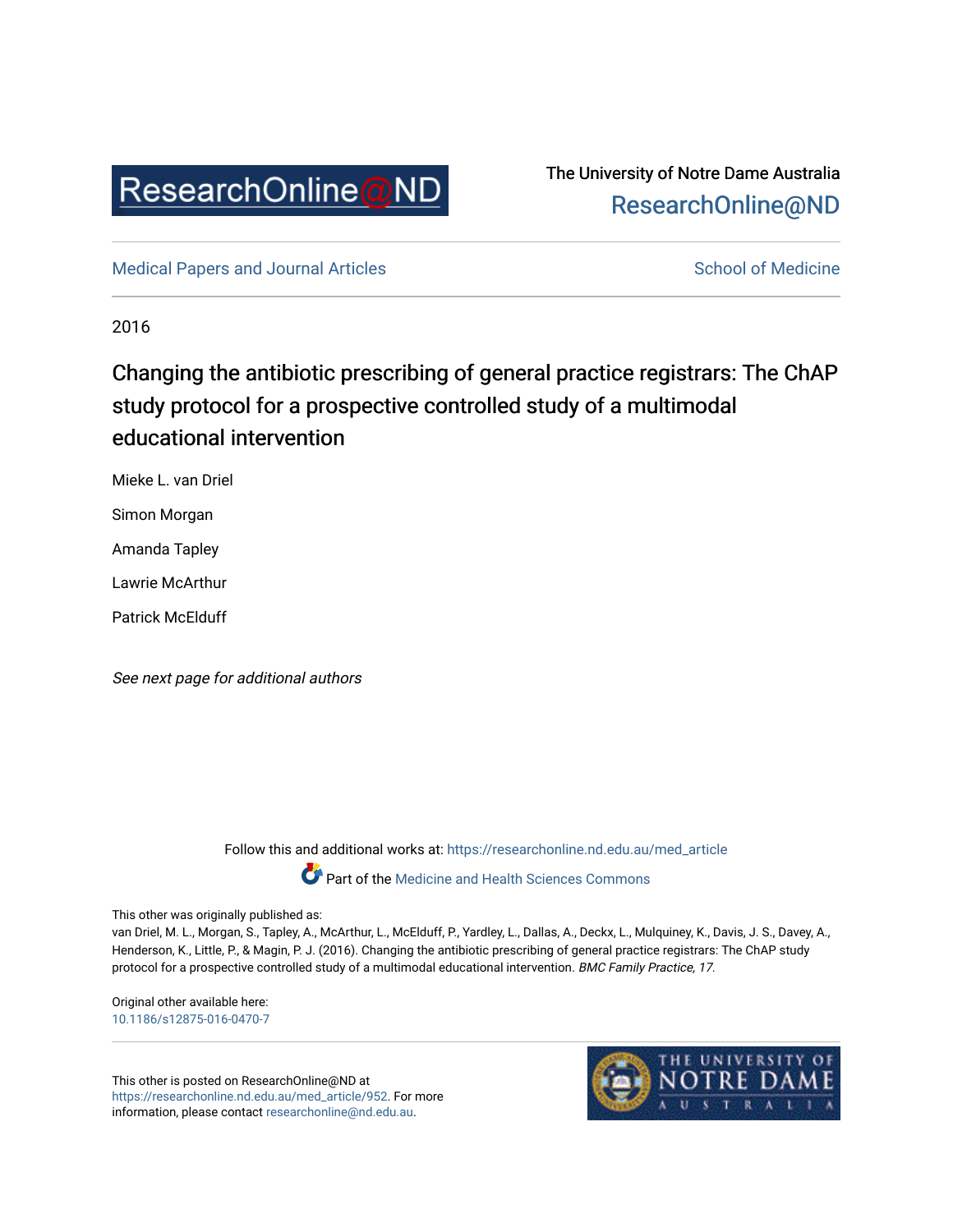ResearchOnline@ND

The University of Notre Dame Australia
ResearchOnline@ND

Medical Papers and Journal Articles | School of Medicine

2016

# Changing the antibiotic prescribing of general practice registrars: The ChAP study protocol for a prospective controlled study of a multimodal educational intervention

Mieke L. van Driel

Simon Morgan

Amanda Tapley

Lawrie McArthur

Patrick McElduff

*See next page for additional authors*

Follow this and additional works at: https://researchonline.nd.edu.au/med_article

Part of the Medicine and Health Sciences Commons

This other was originally published as:
van Driel, M. L., Morgan, S., Tapley, A., McArthur, L., McElduff, P., Yardley, L., Dallas, A., Deckx, L., Mulquiney, K., Davis, J. S., Davey, A., Henderson, K., Little, P., & Magin, P. J. (2016). Changing the antibiotic prescribing of general practice registrars: The ChAP study protocol for a prospective controlled study of a multimodal educational intervention. *BMC Family Practice, 17.*

Original other available here:
10.1186/s12875-016-0470-7

This other is posted on ResearchOnline@ND at https://researchonline.nd.edu.au/med_article/952. For more information, please contact researchonline@nd.edu.au.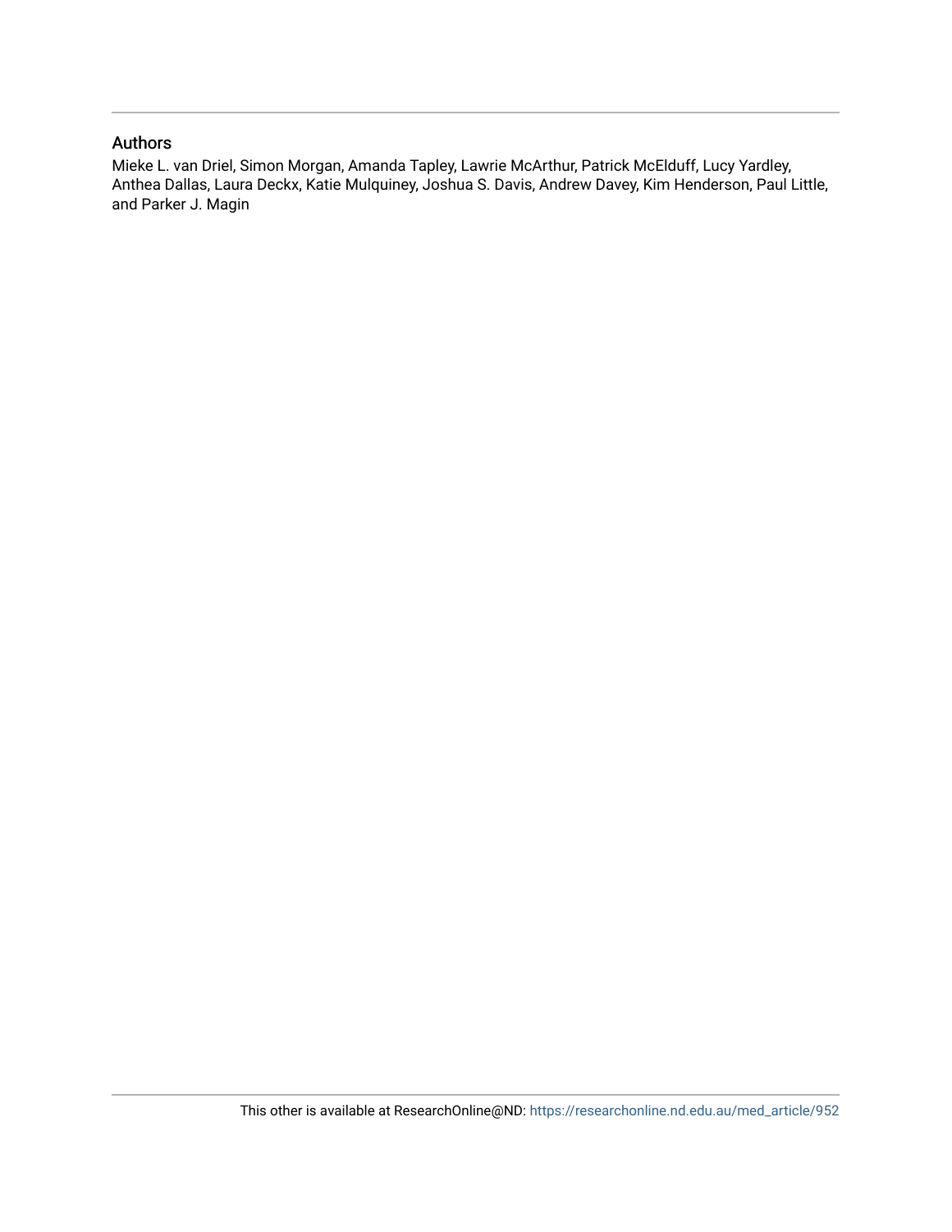## Authors

Mieke L. van Driel, Simon Morgan, Amanda Tapley, Lawrie McArthur, Patrick McElduff, Lucy Yardley, Anthea Dallas, Laura Deckx, Katie Mulquiney, Joshua S. Davis, Andrew Davey, Kim Henderson, Paul Little, and Parker J. Magin

This other is available at ResearchOnline@ND: https://researchonline.nd.edu.au/med_article/952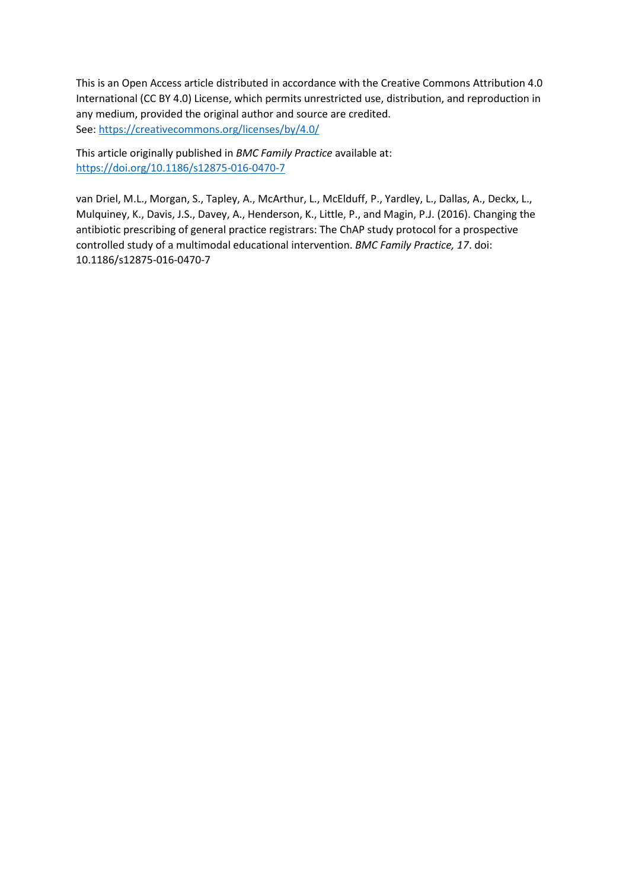This is an Open Access article distributed in accordance with the Creative Commons Attribution 4.0 International (CC BY 4.0) License, which permits unrestricted use, distribution, and reproduction in any medium, provided the original author and source are credited.
See: https://creativecommons.org/licenses/by/4.0/

This article originally published in *BMC Family Practice* available at:
https://doi.org/10.1186/s12875-016-0470-7

van Driel, M.L., Morgan, S., Tapley, A., McArthur, L., McElduff, P., Yardley, L., Dallas, A., Deckx, L., Mulquiney, K., Davis, J.S., Davey, A., Henderson, K., Little, P., and Magin, P.J. (2016). Changing the antibiotic prescribing of general practice registrars: The ChAP study protocol for a prospective controlled study of a multimodal educational intervention. *BMC Family Practice, 17*. doi: 10.1186/s12875-016-0470-7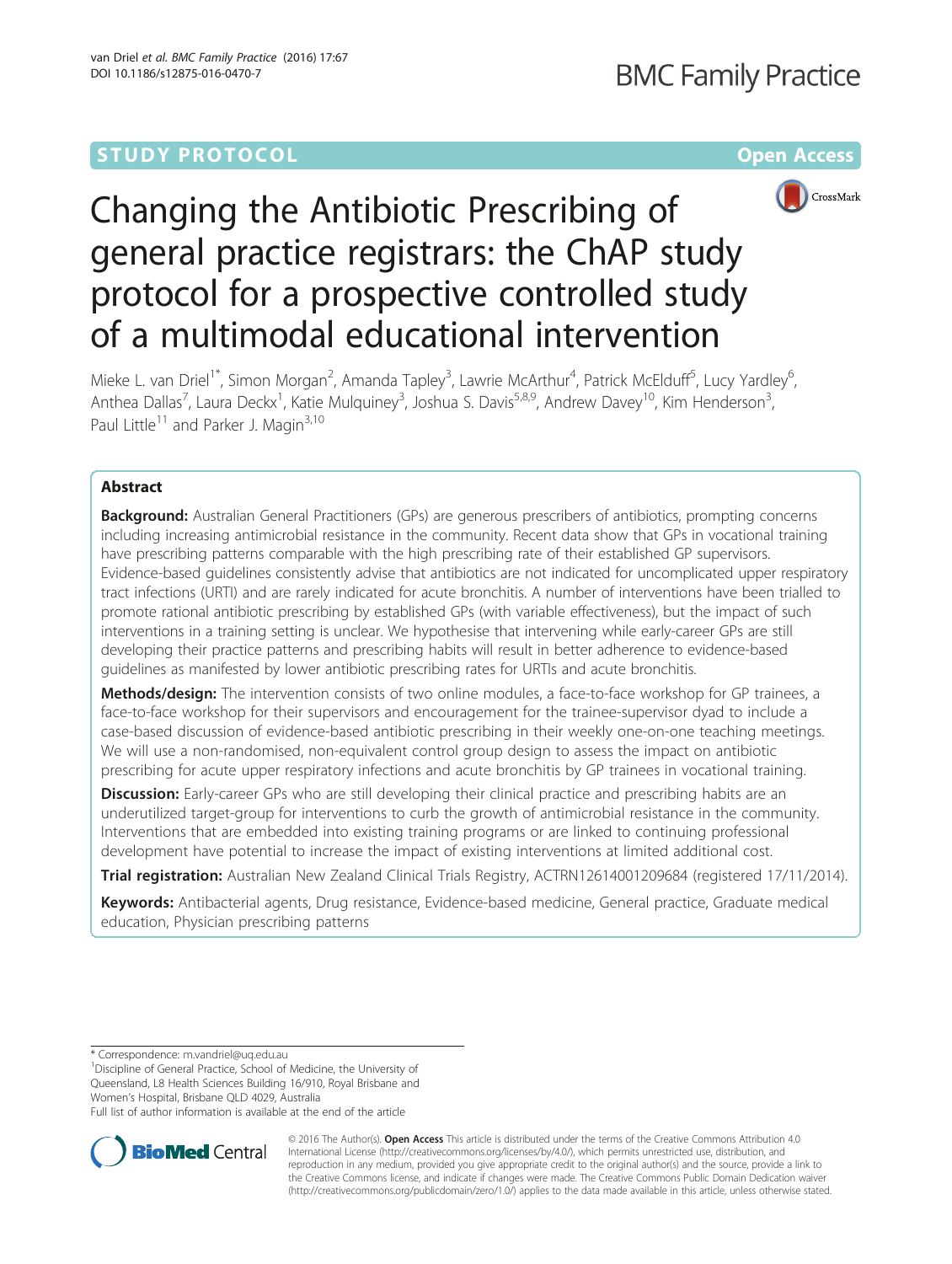# Changing the Antibiotic Prescribing of general practice registrars: the ChAP study protocol for a prospective controlled study of a multimodal educational intervention

Mieke L. van Driel[1*], Simon Morgan[2], Amanda Tapley[3], Lawrie McArthur[4], Patrick McElduff[5], Lucy Yardley[6], Anthea Dallas[7], Laura Deckx[1], Katie Mulquiney[3], Joshua S. Davis[5,8,9], Andrew Davey[10], Kim Henderson[3], Paul Little[11] and Parker J. Magin[3,10]

## Abstract

**Background:** Australian General Practitioners (GPs) are generous prescribers of antibiotics, prompting concerns including increasing antimicrobial resistance in the community. Recent data show that GPs in vocational training have prescribing patterns comparable with the high prescribing rate of their established GP supervisors. Evidence-based guidelines consistently advise that antibiotics are not indicated for uncomplicated upper respiratory tract infections (URTI) and are rarely indicated for acute bronchitis. A number of interventions have been trialled to promote rational antibiotic prescribing by established GPs (with variable effectiveness), but the impact of such interventions in a training setting is unclear. We hypothesise that intervening while early-career GPs are still developing their practice patterns and prescribing habits will result in better adherence to evidence-based guidelines as manifested by lower antibiotic prescribing rates for URTIs and acute bronchitis.

**Methods/design:** The intervention consists of two online modules, a face-to-face workshop for GP trainees, a face-to-face workshop for their supervisors and encouragement for the trainee-supervisor dyad to include a case-based discussion of evidence-based antibiotic prescribing in their weekly one-on-one teaching meetings. We will use a non-randomised, non-equivalent control group design to assess the impact on antibiotic prescribing for acute upper respiratory infections and acute bronchitis by GP trainees in vocational training.

**Discussion:** Early-career GPs who are still developing their clinical practice and prescribing habits are an underutilized target-group for interventions to curb the growth of antimicrobial resistance in the community. Interventions that are embedded into existing training programs or are linked to continuing professional development have potential to increase the impact of existing interventions at limited additional cost.

**Trial registration:** Australian New Zealand Clinical Trials Registry, ACTRN12614001209684 (registered 17/11/2014).

**Keywords:** Antibacterial agents, Drug resistance, Evidence-based medicine, General practice, Graduate medical education, Physician prescribing patterns

* Correspondence: m.vandriel@uq.edu.au
[1]Discipline of General Practice, School of Medicine, the University of Queensland, L8 Health Sciences Building 16/910, Royal Brisbane and Women's Hospital, Brisbane QLD 4029, Australia
Full list of author information is available at the end of the article

© 2016 The Author(s). **Open Access** This article is distributed under the terms of the Creative Commons Attribution 4.0 International License (http://creativecommons.org/licenses/by/4.0/), which permits unrestricted use, distribution, and reproduction in any medium, provided you give appropriate credit to the original author(s) and the source, provide a link to the Creative Commons license, and indicate if changes were made. The Creative Commons Public Domain Dedication waiver (http://creativecommons.org/publicdomain/zero/1.0/) applies to the data made available in this article, unless otherwise stated.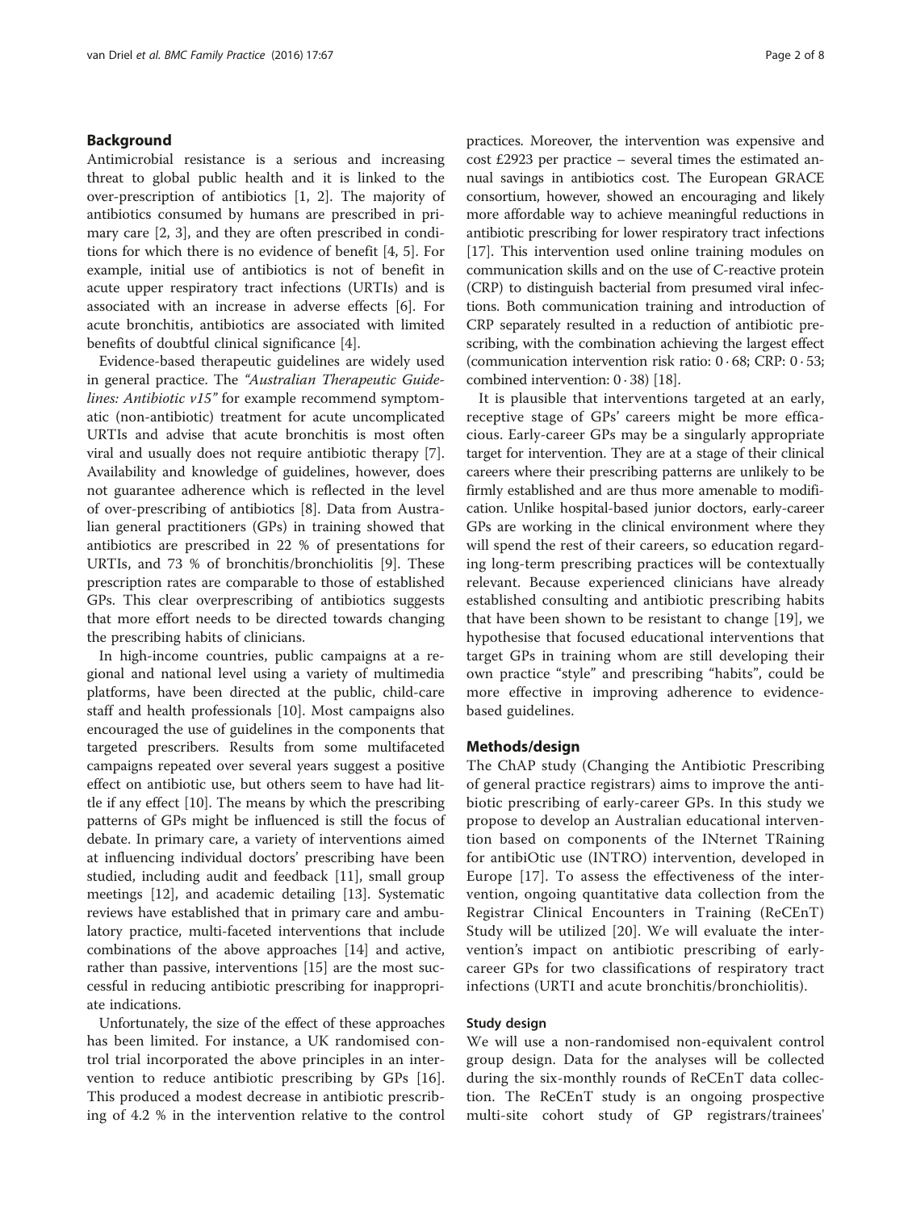## Background

Antimicrobial resistance is a serious and increasing threat to global public health and it is linked to the over-prescription of antibiotics [1, 2]. The majority of antibiotics consumed by humans are prescribed in primary care [2, 3], and they are often prescribed in conditions for which there is no evidence of benefit [4, 5]. For example, initial use of antibiotics is not of benefit in acute upper respiratory tract infections (URTIs) and is associated with an increase in adverse effects [6]. For acute bronchitis, antibiotics are associated with limited benefits of doubtful clinical significance [4].

Evidence-based therapeutic guidelines are widely used in general practice. The *"Australian Therapeutic Guidelines: Antibiotic v15"* for example recommend symptomatic (non-antibiotic) treatment for acute uncomplicated URTIs and advise that acute bronchitis is most often viral and usually does not require antibiotic therapy [7]. Availability and knowledge of guidelines, however, does not guarantee adherence which is reflected in the level of over-prescribing of antibiotics [8]. Data from Australian general practitioners (GPs) in training showed that antibiotics are prescribed in 22 % of presentations for URTIs, and 73 % of bronchitis/bronchiolitis [9]. These prescription rates are comparable to those of established GPs. This clear overprescribing of antibiotics suggests that more effort needs to be directed towards changing the prescribing habits of clinicians.

In high-income countries, public campaigns at a regional and national level using a variety of multimedia platforms, have been directed at the public, child-care staff and health professionals [10]. Most campaigns also encouraged the use of guidelines in the components that targeted prescribers. Results from some multifaceted campaigns repeated over several years suggest a positive effect on antibiotic use, but others seem to have had little if any effect [10]. The means by which the prescribing patterns of GPs might be influenced is still the focus of debate. In primary care, a variety of interventions aimed at influencing individual doctors' prescribing have been studied, including audit and feedback [11], small group meetings [12], and academic detailing [13]. Systematic reviews have established that in primary care and ambulatory practice, multi-faceted interventions that include combinations of the above approaches [14] and active, rather than passive, interventions [15] are the most successful in reducing antibiotic prescribing for inappropriate indications.

Unfortunately, the size of the effect of these approaches has been limited. For instance, a UK randomised control trial incorporated the above principles in an intervention to reduce antibiotic prescribing by GPs [16]. This produced a modest decrease in antibiotic prescribing of 4.2 % in the intervention relative to the control practices. Moreover, the intervention was expensive and cost £2923 per practice – several times the estimated annual savings in antibiotics cost. The European GRACE consortium, however, showed an encouraging and likely more affordable way to achieve meaningful reductions in antibiotic prescribing for lower respiratory tract infections [17]. This intervention used online training modules on communication skills and on the use of C-reactive protein (CRP) to distinguish bacterial from presumed viral infections. Both communication training and introduction of CRP separately resulted in a reduction of antibiotic prescribing, with the combination achieving the largest effect (communication intervention risk ratio: 0·68; CRP: 0·53; combined intervention: 0·38) [18].

It is plausible that interventions targeted at an early, receptive stage of GPs' careers might be more efficacious. Early-career GPs may be a singularly appropriate target for intervention. They are at a stage of their clinical careers where their prescribing patterns are unlikely to be firmly established and are thus more amenable to modification. Unlike hospital-based junior doctors, early-career GPs are working in the clinical environment where they will spend the rest of their careers, so education regarding long-term prescribing practices will be contextually relevant. Because experienced clinicians have already established consulting and antibiotic prescribing habits that have been shown to be resistant to change [19], we hypothesise that focused educational interventions that target GPs in training whom are still developing their own practice "style" and prescribing "habits", could be more effective in improving adherence to evidence-based guidelines.

## Methods/design

The ChAP study (Changing the Antibiotic Prescribing of general practice registrars) aims to improve the antibiotic prescribing of early-career GPs. In this study we propose to develop an Australian educational intervention based on components of the INternet TRaining for antibiOtic use (INTRO) intervention, developed in Europe [17]. To assess the effectiveness of the intervention, ongoing quantitative data collection from the Registrar Clinical Encounters in Training (ReCEnT) Study will be utilized [20]. We will evaluate the intervention's impact on antibiotic prescribing of early-career GPs for two classifications of respiratory tract infections (URTI and acute bronchitis/bronchiolitis).

### Study design

We will use a non-randomised non-equivalent control group design. Data for the analyses will be collected during the six-monthly rounds of ReCEnT data collection. The ReCEnT study is an ongoing prospective multi-site cohort study of GP registrars/trainees'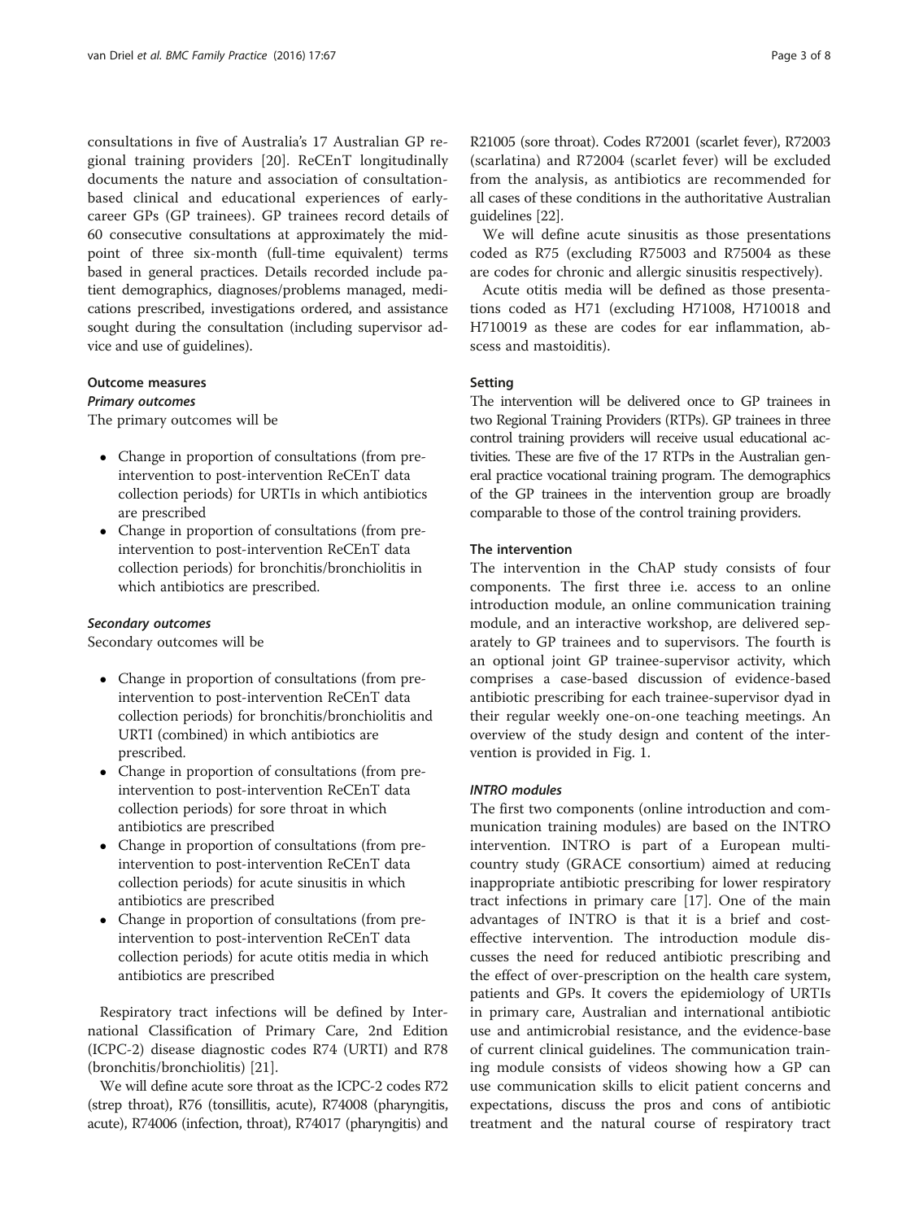consultations in five of Australia's 17 Australian GP regional training providers [20]. ReCEnT longitudinally documents the nature and association of consultation-based clinical and educational experiences of early-career GPs (GP trainees). GP trainees record details of 60 consecutive consultations at approximately the mid-point of three six-month (full-time equivalent) terms based in general practices. Details recorded include patient demographics, diagnoses/problems managed, medications prescribed, investigations ordered, and assistance sought during the consultation (including supervisor advice and use of guidelines).

### Outcome measures

#### Primary outcomes

The primary outcomes will be

- Change in proportion of consultations (from pre-intervention to post-intervention ReCEnT data collection periods) for URTIs in which antibiotics are prescribed
- Change in proportion of consultations (from pre-intervention to post-intervention ReCEnT data collection periods) for bronchitis/bronchiolitis in which antibiotics are prescribed.

#### Secondary outcomes

Secondary outcomes will be

- Change in proportion of consultations (from pre-intervention to post-intervention ReCEnT data collection periods) for bronchitis/bronchiolitis and URTI (combined) in which antibiotics are prescribed.
- Change in proportion of consultations (from pre-intervention to post-intervention ReCEnT data collection periods) for sore throat in which antibiotics are prescribed
- Change in proportion of consultations (from pre-intervention to post-intervention ReCEnT data collection periods) for acute sinusitis in which antibiotics are prescribed
- Change in proportion of consultations (from pre-intervention to post-intervention ReCEnT data collection periods) for acute otitis media in which antibiotics are prescribed

Respiratory tract infections will be defined by International Classification of Primary Care, 2nd Edition (ICPC-2) disease diagnostic codes R74 (URTI) and R78 (bronchitis/bronchiolitis) [21].

We will define acute sore throat as the ICPC-2 codes R72 (strep throat), R76 (tonsillitis, acute), R74008 (pharyngitis, acute), R74006 (infection, throat), R74017 (pharyngitis) and R21005 (sore throat). Codes R72001 (scarlet fever), R72003 (scarlatina) and R72004 (scarlet fever) will be excluded from the analysis, as antibiotics are recommended for all cases of these conditions in the authoritative Australian guidelines [22].

We will define acute sinusitis as those presentations coded as R75 (excluding R75003 and R75004 as these are codes for chronic and allergic sinusitis respectively).

Acute otitis media will be defined as those presentations coded as H71 (excluding H71008, H710018 and H710019 as these are codes for ear inflammation, abscess and mastoiditis).

### Setting

The intervention will be delivered once to GP trainees in two Regional Training Providers (RTPs). GP trainees in three control training providers will receive usual educational activities. These are five of the 17 RTPs in the Australian general practice vocational training program. The demographics of the GP trainees in the intervention group are broadly comparable to those of the control training providers.

### The intervention

The intervention in the ChAP study consists of four components. The first three i.e. access to an online introduction module, an online communication training module, and an interactive workshop, are delivered separately to GP trainees and to supervisors. The fourth is an optional joint GP trainee-supervisor activity, which comprises a case-based discussion of evidence-based antibiotic prescribing for each trainee-supervisor dyad in their regular weekly one-on-one teaching meetings. An overview of the study design and content of the intervention is provided in Fig. 1.

#### INTRO modules

The first two components (online introduction and communication training modules) are based on the INTRO intervention. INTRO is part of a European multi-country study (GRACE consortium) aimed at reducing inappropriate antibiotic prescribing for lower respiratory tract infections in primary care [17]. One of the main advantages of INTRO is that it is a brief and cost-effective intervention. The introduction module discusses the need for reduced antibiotic prescribing and the effect of over-prescription on the health care system, patients and GPs. It covers the epidemiology of URTIs in primary care, Australian and international antibiotic use and antimicrobial resistance, and the evidence-base of current clinical guidelines. The communication training module consists of videos showing how a GP can use communication skills to elicit patient concerns and expectations, discuss the pros and cons of antibiotic treatment and the natural course of respiratory tract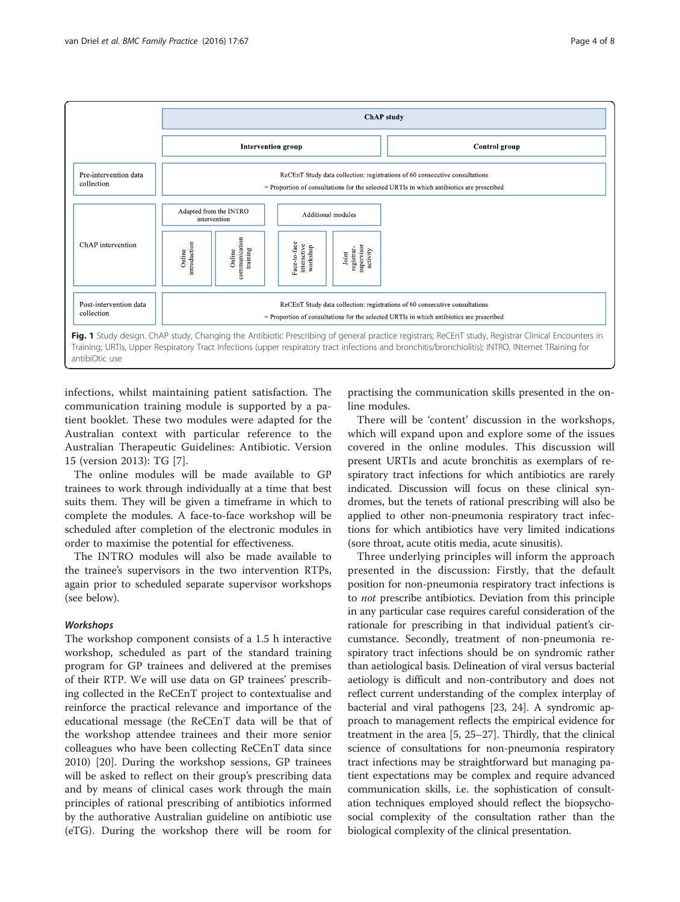ChAP study

| | | | | |
|---|---|---|---|---|
| | Intervention group | | | Control group |
| Pre-intervention data collection | ReCEnT Study data collection: registrations of 60 consecutive consultations = Proportion of consultations for the selected URTIs in which antibiotics are prescribed | | | |
| ChAP intervention | Adapted from the INTRO intervention: Online introduction; Online communication training | Additional modules: Face-to-face interactive workshop; Joint registrar-supervisor activity | | |
| Post-intervention data collection | ReCEnT Study data collection: registrations of 60 consecutive consultations = Proportion of consultations for the selected URTIs in which antibiotics are prescribed | | | |

**Fig. 1** Study design. ChAP study, Changing the Antibiotic Prescribing of general practice registrars; ReCEnT study, Registrar Clinical Encounters in Training; URTIs, Upper Respiratory Tract Infections (upper respiratory tract infections and bronchitis/bronchiolitis); INTRO, INternet TRaining for antibiOtic use

infections, whilst maintaining patient satisfaction. The communication training module is supported by a patient booklet. These two modules were adapted for the Australian context with particular reference to the Australian Therapeutic Guidelines: Antibiotic. Version 15 (version 2013): TG [7].

The online modules will be made available to GP trainees to work through individually at a time that best suits them. They will be given a timeframe in which to complete the modules. A face-to-face workshop will be scheduled after completion of the electronic modules in order to maximise the potential for effectiveness.

The INTRO modules will also be made available to the trainee's supervisors in the two intervention RTPs, again prior to scheduled separate supervisor workshops (see below).

#### Workshops

The workshop component consists of a 1.5 h interactive workshop, scheduled as part of the standard training program for GP trainees and delivered at the premises of their RTP. We will use data on GP trainees' prescribing collected in the ReCEnT project to contextualise and reinforce the practical relevance and importance of the educational message (the ReCEnT data will be that of the workshop attendee trainees and their more senior colleagues who have been collecting ReCEnT data since 2010) [20]. During the workshop sessions, GP trainees will be asked to reflect on their group's prescribing data and by means of clinical cases work through the main principles of rational prescribing of antibiotics informed by the authorative Australian guideline on antibiotic use (eTG). During the workshop there will be room for practising the communication skills presented in the online modules.

There will be 'content' discussion in the workshops, which will expand upon and explore some of the issues covered in the online modules. This discussion will present URTIs and acute bronchitis as exemplars of respiratory tract infections for which antibiotics are rarely indicated. Discussion will focus on these clinical syndromes, but the tenets of rational prescribing will also be applied to other non-pneumonia respiratory tract infections for which antibiotics have very limited indications (sore throat, acute otitis media, acute sinusitis).

Three underlying principles will inform the approach presented in the discussion: Firstly, that the default position for non-pneumonia respiratory tract infections is to *not* prescribe antibiotics. Deviation from this principle in any particular case requires careful consideration of the rationale for prescribing in that individual patient's circumstance. Secondly, treatment of non-pneumonia respiratory tract infections should be on syndromic rather than aetiological basis. Delineation of viral versus bacterial aetiology is difficult and non-contributory and does not reflect current understanding of the complex interplay of bacterial and viral pathogens [23, 24]. A syndromic approach to management reflects the empirical evidence for treatment in the area [5, 25–27]. Thirdly, that the clinical science of consultations for non-pneumonia respiratory tract infections may be straightforward but managing patient expectations may be complex and require advanced communication skills, i.e. the sophistication of consultation techniques employed should reflect the biopsychosocial complexity of the consultation rather than the biological complexity of the clinical presentation.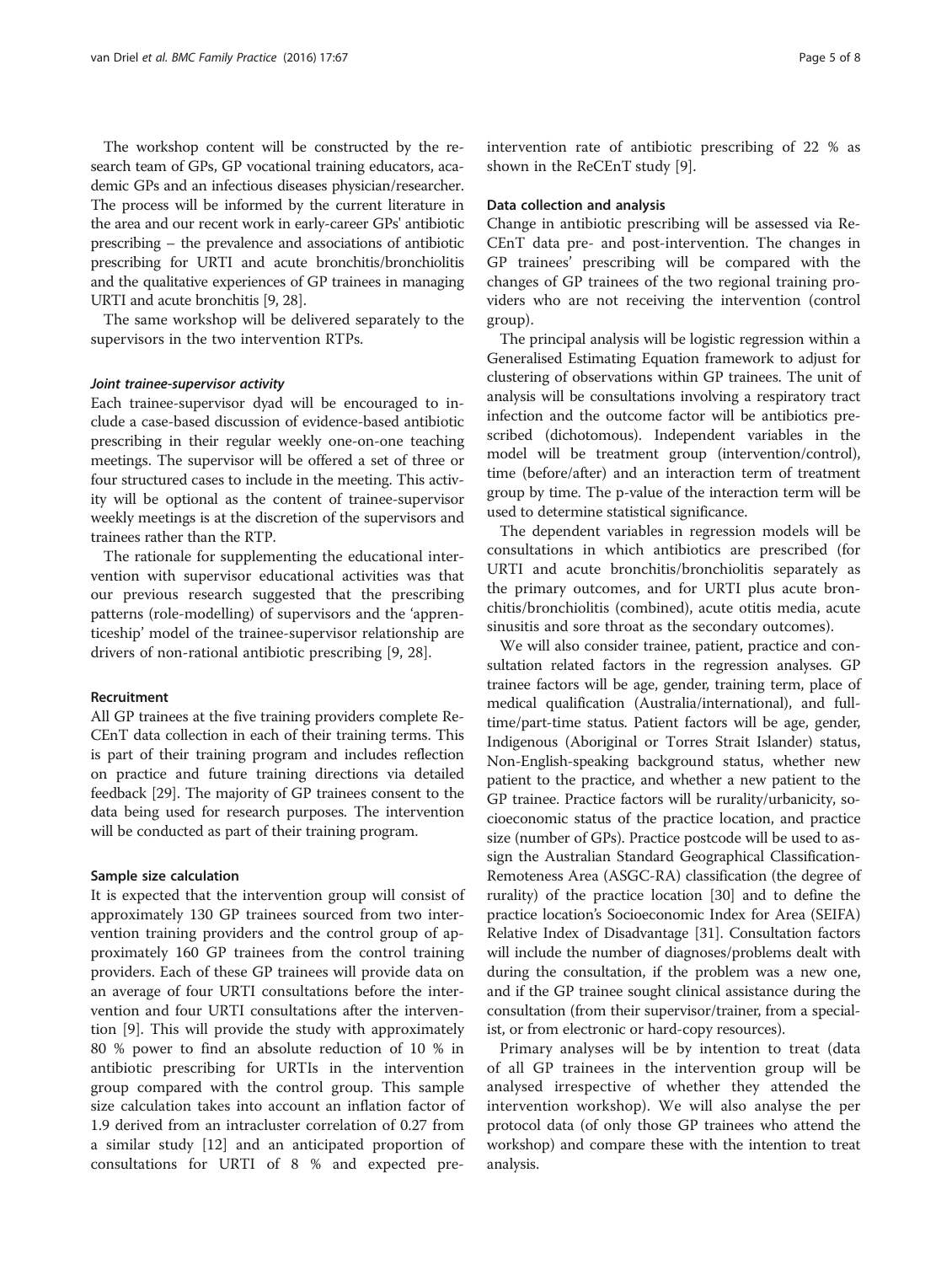The workshop content will be constructed by the research team of GPs, GP vocational training educators, academic GPs and an infectious diseases physician/researcher. The process will be informed by the current literature in the area and our recent work in early-career GPs' antibiotic prescribing – the prevalence and associations of antibiotic prescribing for URTI and acute bronchitis/bronchiolitis and the qualitative experiences of GP trainees in managing URTI and acute bronchitis [9, 28].

The same workshop will be delivered separately to the supervisors in the two intervention RTPs.

#### *Joint trainee-supervisor activity*

Each trainee-supervisor dyad will be encouraged to include a case-based discussion of evidence-based antibiotic prescribing in their regular weekly one-on-one teaching meetings. The supervisor will be offered a set of three or four structured cases to include in the meeting. This activity will be optional as the content of trainee-supervisor weekly meetings is at the discretion of the supervisors and trainees rather than the RTP.

The rationale for supplementing the educational intervention with supervisor educational activities was that our previous research suggested that the prescribing patterns (role-modelling) of supervisors and the 'apprenticeship' model of the trainee-supervisor relationship are drivers of non-rational antibiotic prescribing [9, 28].

### Recruitment

All GP trainees at the five training providers complete ReCEnT data collection in each of their training terms. This is part of their training program and includes reflection on practice and future training directions via detailed feedback [29]. The majority of GP trainees consent to the data being used for research purposes. The intervention will be conducted as part of their training program.

### Sample size calculation

It is expected that the intervention group will consist of approximately 130 GP trainees sourced from two intervention training providers and the control group of approximately 160 GP trainees from the control training providers. Each of these GP trainees will provide data on an average of four URTI consultations before the intervention and four URTI consultations after the intervention [9]. This will provide the study with approximately 80 % power to find an absolute reduction of 10 % in antibiotic prescribing for URTIs in the intervention group compared with the control group. This sample size calculation takes into account an inflation factor of 1.9 derived from an intracluster correlation of 0.27 from a similar study [12] and an anticipated proportion of consultations for URTI of 8 % and expected pre-intervention rate of antibiotic prescribing of 22 % as shown in the ReCEnT study [9].

### Data collection and analysis

Change in antibiotic prescribing will be assessed via ReCEnT data pre- and post-intervention. The changes in GP trainees' prescribing will be compared with the changes of GP trainees of the two regional training providers who are not receiving the intervention (control group).

The principal analysis will be logistic regression within a Generalised Estimating Equation framework to adjust for clustering of observations within GP trainees. The unit of analysis will be consultations involving a respiratory tract infection and the outcome factor will be antibiotics prescribed (dichotomous). Independent variables in the model will be treatment group (intervention/control), time (before/after) and an interaction term of treatment group by time. The p-value of the interaction term will be used to determine statistical significance.

The dependent variables in regression models will be consultations in which antibiotics are prescribed (for URTI and acute bronchitis/bronchiolitis separately as the primary outcomes, and for URTI plus acute bronchitis/bronchiolitis (combined), acute otitis media, acute sinusitis and sore throat as the secondary outcomes).

We will also consider trainee, patient, practice and consultation related factors in the regression analyses. GP trainee factors will be age, gender, training term, place of medical qualification (Australia/international), and full-time/part-time status. Patient factors will be age, gender, Indigenous (Aboriginal or Torres Strait Islander) status, Non-English-speaking background status, whether new patient to the practice, and whether a new patient to the GP trainee. Practice factors will be rurality/urbanicity, socioeconomic status of the practice location, and practice size (number of GPs). Practice postcode will be used to assign the Australian Standard Geographical Classification-Remoteness Area (ASGC-RA) classification (the degree of rurality) of the practice location [30] and to define the practice location's Socioeconomic Index for Area (SEIFA) Relative Index of Disadvantage [31]. Consultation factors will include the number of diagnoses/problems dealt with during the consultation, if the problem was a new one, and if the GP trainee sought clinical assistance during the consultation (from their supervisor/trainer, from a specialist, or from electronic or hard-copy resources).

Primary analyses will be by intention to treat (data of all GP trainees in the intervention group will be analysed irrespective of whether they attended the intervention workshop). We will also analyse the per protocol data (of only those GP trainees who attend the workshop) and compare these with the intention to treat analysis.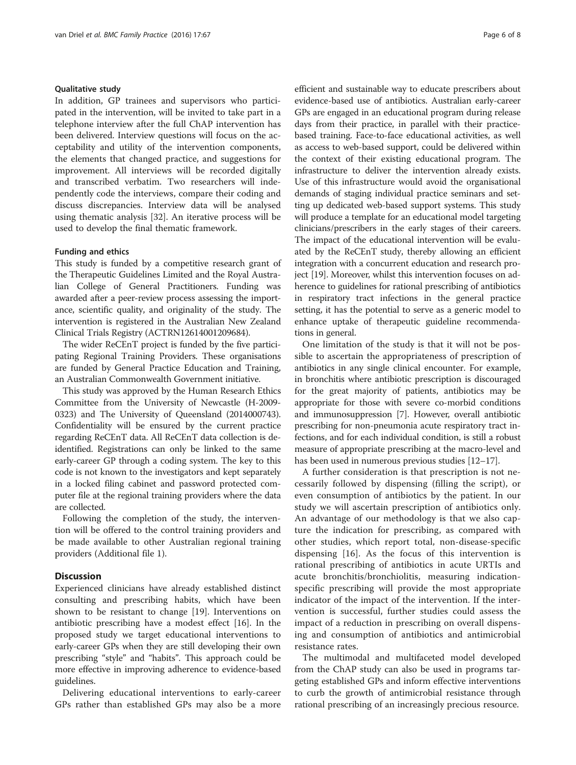#### Qualitative study

In addition, GP trainees and supervisors who participated in the intervention, will be invited to take part in a telephone interview after the full ChAP intervention has been delivered. Interview questions will focus on the acceptability and utility of the intervention components, the elements that changed practice, and suggestions for improvement. All interviews will be recorded digitally and transcribed verbatim. Two researchers will independently code the interviews, compare their coding and discuss discrepancies. Interview data will be analysed using thematic analysis [32]. An iterative process will be used to develop the final thematic framework.

#### Funding and ethics

This study is funded by a competitive research grant of the Therapeutic Guidelines Limited and the Royal Australian College of General Practitioners. Funding was awarded after a peer-review process assessing the importance, scientific quality, and originality of the study. The intervention is registered in the Australian New Zealand Clinical Trials Registry (ACTRN12614001209684).

The wider ReCEnT project is funded by the five participating Regional Training Providers. These organisations are funded by General Practice Education and Training, an Australian Commonwealth Government initiative.

This study was approved by the Human Research Ethics Committee from the University of Newcastle (H-2009-0323) and The University of Queensland (2014000743). Confidentiality will be ensured by the current practice regarding ReCEnT data. All ReCEnT data collection is deidentified. Registrations can only be linked to the same early-career GP through a coding system. The key to this code is not known to the investigators and kept separately in a locked filing cabinet and password protected computer file at the regional training providers where the data are collected.

Following the completion of the study, the intervention will be offered to the control training providers and be made available to other Australian regional training providers (Additional file 1).

## Discussion

Experienced clinicians have already established distinct consulting and prescribing habits, which have been shown to be resistant to change [19]. Interventions on antibiotic prescribing have a modest effect [16]. In the proposed study we target educational interventions to early-career GPs when they are still developing their own prescribing "style" and "habits". This approach could be more effective in improving adherence to evidence-based guidelines.

Delivering educational interventions to early-career GPs rather than established GPs may also be a more efficient and sustainable way to educate prescribers about evidence-based use of antibiotics. Australian early-career GPs are engaged in an educational program during release days from their practice, in parallel with their practice-based training. Face-to-face educational activities, as well as access to web-based support, could be delivered within the context of their existing educational program. The infrastructure to deliver the intervention already exists. Use of this infrastructure would avoid the organisational demands of staging individual practice seminars and setting up dedicated web-based support systems. This study will produce a template for an educational model targeting clinicians/prescribers in the early stages of their careers. The impact of the educational intervention will be evaluated by the ReCEnT study, thereby allowing an efficient integration with a concurrent education and research project [19]. Moreover, whilst this intervention focuses on adherence to guidelines for rational prescribing of antibiotics in respiratory tract infections in the general practice setting, it has the potential to serve as a generic model to enhance uptake of therapeutic guideline recommendations in general.

One limitation of the study is that it will not be possible to ascertain the appropriateness of prescription of antibiotics in any single clinical encounter. For example, in bronchitis where antibiotic prescription is discouraged for the great majority of patients, antibiotics may be appropriate for those with severe co-morbid conditions and immunosuppression [7]. However, overall antibiotic prescribing for non-pneumonia acute respiratory tract infections, and for each individual condition, is still a robust measure of appropriate prescribing at the macro-level and has been used in numerous previous studies [12–17].

A further consideration is that prescription is not necessarily followed by dispensing (filling the script), or even consumption of antibiotics by the patient. In our study we will ascertain prescription of antibiotics only. An advantage of our methodology is that we also capture the indication for prescribing, as compared with other studies, which report total, non-disease-specific dispensing [16]. As the focus of this intervention is rational prescribing of antibiotics in acute URTIs and acute bronchitis/bronchiolitis, measuring indication-specific prescribing will provide the most appropriate indicator of the impact of the intervention. If the intervention is successful, further studies could assess the impact of a reduction in prescribing on overall dispensing and consumption of antibiotics and antimicrobial resistance rates.

The multimodal and multifaceted model developed from the ChAP study can also be used in programs targeting established GPs and inform effective interventions to curb the growth of antimicrobial resistance through rational prescribing of an increasingly precious resource.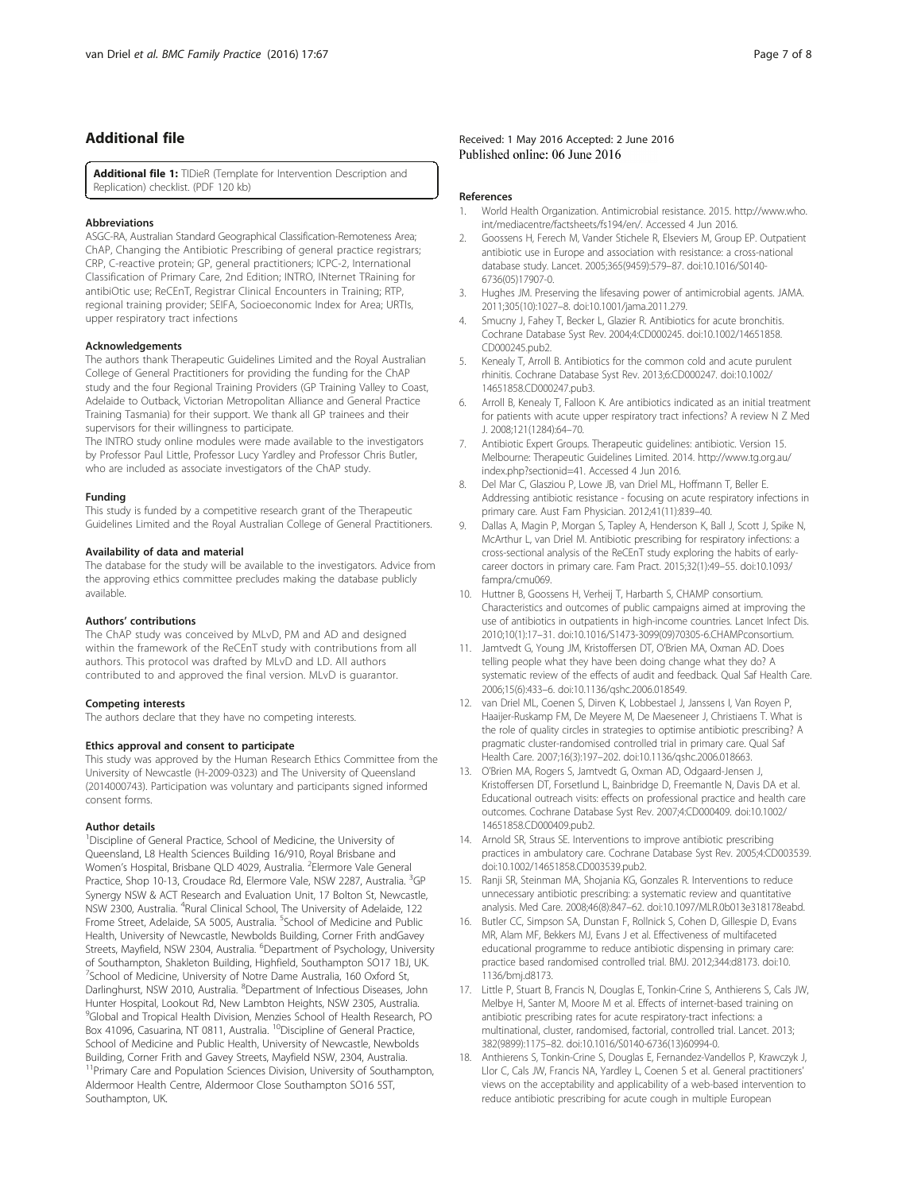## Additional file

**Additional file 1:** TIDieR (Template for Intervention Description and Replication) checklist. (PDF 120 kb)

#### Abbreviations

ASGC-RA, Australian Standard Geographical Classification-Remoteness Area; ChAP, Changing the Antibiotic Prescribing of general practice registrars; CRP, C-reactive protein; GP, general practitioners; ICPC-2, International Classification of Primary Care, 2nd Edition; INTRO, INternet TRaining for antibiOtic use; ReCEnT, Registrar Clinical Encounters in Training; RTP, regional training provider; SEIFA, Socioeconomic Index for Area; URTIs, upper respiratory tract infections

#### Acknowledgements

The authors thank Therapeutic Guidelines Limited and the Royal Australian College of General Practitioners for providing the funding for the ChAP study and the four Regional Training Providers (GP Training Valley to Coast, Adelaide to Outback, Victorian Metropolitan Alliance and General Practice Training Tasmania) for their support. We thank all GP trainees and their supervisors for their willingness to participate.

The INTRO study online modules were made available to the investigators by Professor Paul Little, Professor Lucy Yardley and Professor Chris Butler, who are included as associate investigators of the ChAP study.

#### Funding

This study is funded by a competitive research grant of the Therapeutic Guidelines Limited and the Royal Australian College of General Practitioners.

#### Availability of data and material

The database for the study will be available to the investigators. Advice from the approving ethics committee precludes making the database publicly available.

#### Authors' contributions

The ChAP study was conceived by MLvD, PM and AD and designed within the framework of the ReCEnT study with contributions from all authors. This protocol was drafted by MLvD and LD. All authors contributed to and approved the final version. MLvD is guarantor.

#### Competing interests

The authors declare that they have no competing interests.

#### Ethics approval and consent to participate

This study was approved by the Human Research Ethics Committee from the University of Newcastle (H-2009-0323) and The University of Queensland (2014000743). Participation was voluntary and participants signed informed consent forms.

#### Author details

[1]Discipline of General Practice, School of Medicine, the University of Queensland, L8 Health Sciences Building 16/910, Royal Brisbane and Women's Hospital, Brisbane QLD 4029, Australia. [2]Elermore Vale General Practice, Shop 10-13, Croudace Rd, Elermore Vale, NSW 2287, Australia. [3]GP Synergy NSW & ACT Research and Evaluation Unit, 17 Bolton St, Newcastle, NSW 2300, Australia. [4]Rural Clinical School, The University of Adelaide, 122 Frome Street, Adelaide, SA 5005, Australia. [5]School of Medicine and Public Health, University of Newcastle, Newbolds Building, Corner Frith andGavey Streets, Mayfield, NSW 2304, Australia. [6]Department of Psychology, University of Southampton, Shakleton Building, Highfield, Southampton SO17 1BJ, UK. [7]School of Medicine, University of Notre Dame Australia, 160 Oxford St, Darlinghurst, NSW 2010, Australia. [8]Department of Infectious Diseases, John Hunter Hospital, Lookout Rd, New Lambton Heights, NSW 2305, Australia. [9]Global and Tropical Health Division, Menzies School of Health Research, PO Box 41096, Casuarina, NT 0811, Australia. [10]Discipline of General Practice, School of Medicine and Public Health, University of Newcastle, Newbolds Building, Corner Frith and Gavey Streets, Mayfield NSW, 2304, Australia. [11]Primary Care and Population Sciences Division, University of Southampton, Aldermoor Health Centre, Aldermoor Close Southampton SO16 5ST, Southampton, UK.

Received: 1 May 2016 Accepted: 2 June 2016
Published online: 06 June 2016

#### References

1. World Health Organization. Antimicrobial resistance. 2015. http://www.who.int/mediacentre/factsheets/fs194/en/. Accessed 4 Jun 2016.
2. Goossens H, Ferech M, Vander Stichele R, Elseviers M, Group EP. Outpatient antibiotic use in Europe and association with resistance: a cross-national database study. Lancet. 2005;365(9459):579–87. doi:10.1016/S0140-6736(05)17907-0.
3. Hughes JM. Preserving the lifesaving power of antimicrobial agents. JAMA. 2011;305(10):1027–8. doi:10.1001/jama.2011.279.
4. Smucny J, Fahey T, Becker L, Glazier R. Antibiotics for acute bronchitis. Cochrane Database Syst Rev. 2004;4:CD000245. doi:10.1002/14651858.CD000245.pub2.
5. Kenealy T, Arroll B. Antibiotics for the common cold and acute purulent rhinitis. Cochrane Database Syst Rev. 2013;6:CD000247. doi:10.1002/14651858.CD000247.pub3.
6. Arroll B, Kenealy T, Falloon K. Are antibiotics indicated as an initial treatment for patients with acute upper respiratory tract infections? A review N Z Med J. 2008;121(1284):64–70.
7. Antibiotic Expert Groups. Therapeutic guidelines: antibiotic. Version 15. Melbourne: Therapeutic Guidelines Limited. 2014. http://www.tg.org.au/index.php?sectionid=41. Accessed 4 Jun 2016.
8. Del Mar C, Glasziou P, Lowe JB, van Driel ML, Hoffmann T, Beller E. Addressing antibiotic resistance - focusing on acute respiratory infections in primary care. Aust Fam Physician. 2012;41(11):839–40.
9. Dallas A, Magin P, Morgan S, Tapley A, Henderson K, Ball J, Scott J, Spike N, McArthur L, van Driel M. Antibiotic prescribing for respiratory infections: a cross-sectional analysis of the ReCEnT study exploring the habits of early-career doctors in primary care. Fam Pract. 2015;32(1):49–55. doi:10.1093/fampra/cmu069.
10. Huttner B, Goossens H, Verheij T, Harbarth S, CHAMP consortium. Characteristics and outcomes of public campaigns aimed at improving the use of antibiotics in outpatients in high-income countries. Lancet Infect Dis. 2010;10(1):17–31. doi:10.1016/S1473-3099(09)70305-6.CHAMPconsortium.
11. Jamtvedt G, Young JM, Kristoffersen DT, O'Brien MA, Oxman AD. Does telling people what they have been doing change what they do? A systematic review of the effects of audit and feedback. Qual Saf Health Care. 2006;15(6):433–6. doi:10.1136/qshc.2006.018549.
12. van Driel ML, Coenen S, Dirven K, Lobbestael J, Janssens I, Van Royen P, Haaijer-Ruskamp FM, De Meyere M, De Maeseneer J, Christiaens T. What is the role of quality circles in strategies to optimise antibiotic prescribing? A pragmatic cluster-randomised controlled trial in primary care. Qual Saf Health Care. 2007;16(3):197–202. doi:10.1136/qshc.2006.018663.
13. O'Brien MA, Rogers S, Jamtvedt G, Oxman AD, Odgaard-Jensen J, Kristoffersen DT, Forsetlund L, Bainbridge D, Freemantle N, Davis DA et al. Educational outreach visits: effects on professional practice and health care outcomes. Cochrane Database Syst Rev. 2007;4:CD000409. doi:10.1002/14651858.CD000409.pub2.
14. Arnold SR, Straus SE. Interventions to improve antibiotic prescribing practices in ambulatory care. Cochrane Database Syst Rev. 2005;4:CD003539. doi:10.1002/14651858.CD003539.pub2.
15. Ranji SR, Steinman MA, Shojania KG, Gonzales R. Interventions to reduce unnecessary antibiotic prescribing: a systematic review and quantitative analysis. Med Care. 2008;46(8):847–62. doi:10.1097/MLR.0b013e318178eabd.
16. Butler CC, Simpson SA, Dunstan F, Rollnick S, Cohen D, Gillespie D, Evans MR, Alam MF, Bekkers MJ, Evans J et al. Effectiveness of multifaceted educational programme to reduce antibiotic dispensing in primary care: practice based randomised controlled trial. BMJ. 2012;344:d8173. doi:10.1136/bmj.d8173.
17. Little P, Stuart B, Francis N, Douglas E, Tonkin-Crine S, Anthierens S, Cals JW, Melbye H, Santer M, Moore M et al. Effects of internet-based training on antibiotic prescribing rates for acute respiratory-tract infections: a multinational, cluster, randomised, factorial, controlled trial. Lancet. 2013;382(9899):1175–82. doi:10.1016/S0140-6736(13)60994-0.
18. Anthierens S, Tonkin-Crine S, Douglas E, Fernandez-Vandellos P, Krawczyk J, Llor C, Cals JW, Francis NA, Yardley L, Coenen S et al. General practitioners' views on the acceptability and applicability of a web-based intervention to reduce antibiotic prescribing for acute cough in multiple European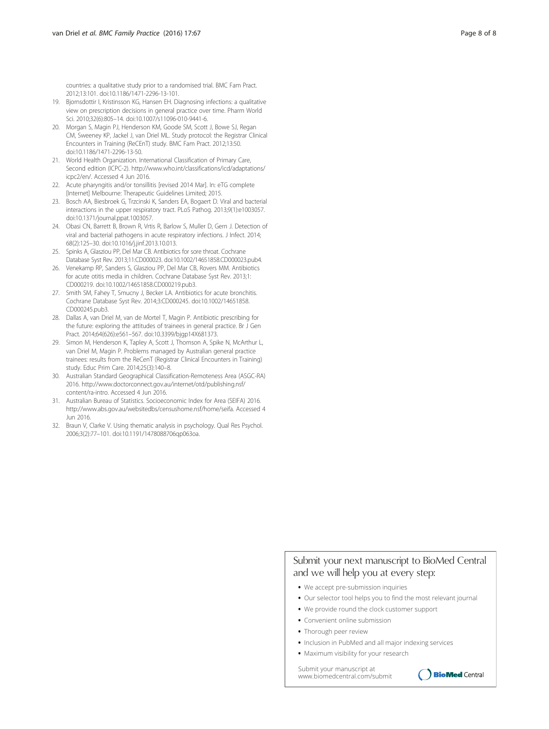countries: a qualitative study prior to a randomised trial. BMC Fam Pract. 2012;13:101. doi:10.1186/1471-2296-13-101.

19. Bjornsdottir I, Kristinsson KG, Hansen EH. Diagnosing infections: a qualitative view on prescription decisions in general practice over time. Pharm World Sci. 2010;32(6):805–14. doi:10.1007/s11096-010-9441-6.
20. Morgan S, Magin PJ, Henderson KM, Goode SM, Scott J, Bowe SJ, Regan CM, Sweeney KP, Jackel J, van Driel ML. Study protocol: the Registrar Clinical Encounters in Training (ReCEnT) study. BMC Fam Pract. 2012;13:50. doi:10.1186/1471-2296-13-50.
21. World Health Organization. International Classification of Primary Care, Second edition (ICPC-2). http://www.who.int/classifications/icd/adaptations/icpc2/en/. Accessed 4 Jun 2016.
22. Acute pharyngitis and/or tonsillitis [revised 2014 Mar]. In: eTG complete [Internet] Melbourne: Therapeutic Guidelines Limited; 2015.
23. Bosch AA, Biesbroek G, Trzcinski K, Sanders EA, Bogaert D. Viral and bacterial interactions in the upper respiratory tract. PLoS Pathog. 2013;9(1):e1003057. doi:10.1371/journal.ppat.1003057.
24. Obasi CN, Barrett B, Brown R, Vrtis R, Barlow S, Muller D, Gern J. Detection of viral and bacterial pathogens in acute respiratory infections. J Infect. 2014; 68(2):125–30. doi:10.1016/j.jinf.2013.10.013.
25. Spinks A, Glasziou PP, Del Mar CB. Antibiotics for sore throat. Cochrane Database Syst Rev. 2013;11:CD000023. doi:10.1002/14651858.CD000023.pub4.
26. Venekamp RP, Sanders S, Glasziou PP, Del Mar CB, Rovers MM. Antibiotics for acute otitis media in children. Cochrane Database Syst Rev. 2013;1: CD000219. doi:10.1002/14651858.CD000219.pub3.
27. Smith SM, Fahey T, Smucny J, Becker LA. Antibiotics for acute bronchitis. Cochrane Database Syst Rev. 2014;3:CD000245. doi:10.1002/14651858.CD000245.pub3.
28. Dallas A, van Driel M, van de Mortel T, Magin P. Antibiotic prescribing for the future: exploring the attitudes of trainees in general practice. Br J Gen Pract. 2014;64(626):e561–567. doi:10.3399/bjgp14X681373.
29. Simon M, Henderson K, Tapley A, Scott J, Thomson A, Spike N, McArthur L, van Driel M, Magin P. Problems managed by Australian general practice trainees: results from the ReCenT (Registrar Clinical Encounters in Training) study. Educ Prim Care. 2014;25(3):140–8.
30. Australian Standard Geographical Classification-Remoteness Area (ASGC-RA) 2016. http://www.doctorconnect.gov.au/internet/otd/publishing.nsf/content/ra-intro. Accessed 4 Jun 2016.
31. Australian Bureau of Statistics. Socioeconomic Index for Area (SEIFA) 2016. http://www.abs.gov.au/websitedbs/censushome.nsf/home/seifa. Accessed 4 Jun 2016.
32. Braun V, Clarke V. Using thematic analysis in psychology. Qual Res Psychol. 2006;3(2):77–101. doi:10.1191/1478088706qp063oa.

Submit your next manuscript to BioMed Central and we will help you at every step:

- We accept pre-submission inquiries
- Our selector tool helps you to find the most relevant journal
- We provide round the clock customer support
- Convenient online submission
- Thorough peer review
- Inclusion in PubMed and all major indexing services
- Maximum visibility for your research

Submit your manuscript at www.biomedcentral.com/submit

BioMed Central